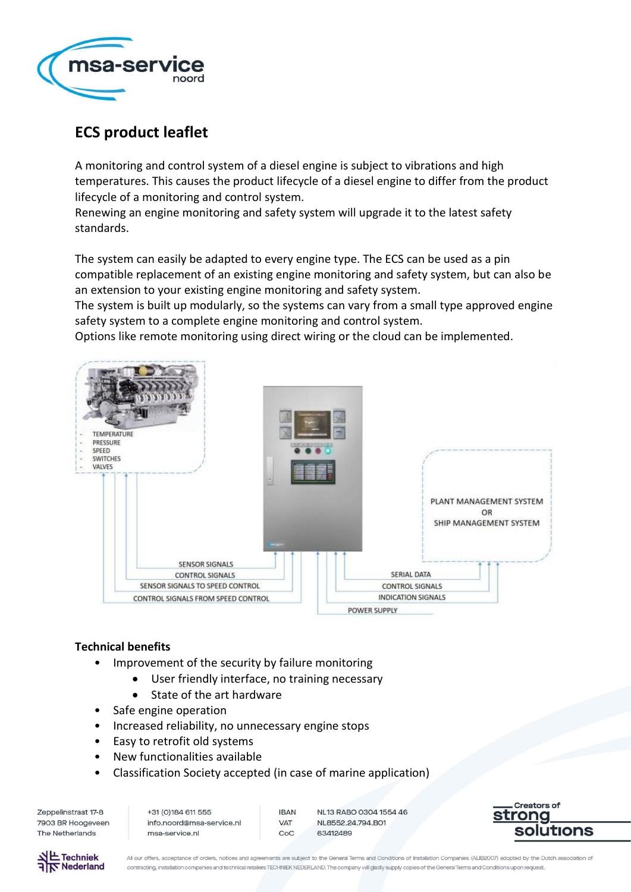# ECS product leaflet

A monitoring and control system of a diesel engine is subject to vibrations and high temperatures. This causes the product lifecycle of a diesel engine to differ from the product lifecycle of a monitoring and control system.
Renewing an engine monitoring and safety system will upgrade it to the latest safety standards.

The system can easily be adapted to every engine type. The ECS can be used as a pin compatible replacement of an existing engine monitoring and safety system, but can also be an extension to your existing engine monitoring and safety system.
The system is built up modularly, so the systems can vary from a small type approved engine safety system to a complete engine monitoring and control system.
Options like remote monitoring using direct wiring or the cloud can be implemented.

- TEMPERATURE
- PRESSURE
- SPEED
- SWITCHES
- VALVES

PLANT MANAGEMENT SYSTEM OR SHIP MANAGEMENT SYSTEM

SENSOR SIGNALS
CONTROL SIGNALS
SENSOR SIGNALS TO SPEED CONTROL
CONTROL SIGNALS FROM SPEED CONTROL

SERIAL DATA
CONTROL SIGNALS
INDICATION SIGNALS
POWER SUPPLY

## Technical benefits

- Improvement of the security by failure monitoring
  - User friendly interface, no training necessary
  - State of the art hardware
- Safe engine operation
- Increased reliability, no unnecessary engine stops
- Easy to retrofit old systems
- New functionalities available
- Classification Society accepted (in case of marine application)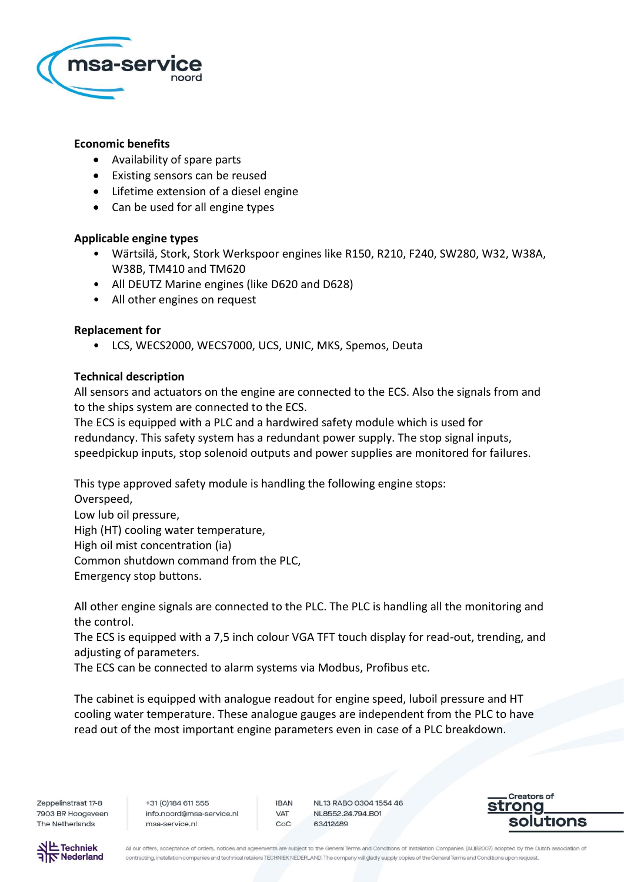**Economic benefits**

- Availability of spare parts
- Existing sensors can be reused
- Lifetime extension of a diesel engine
- Can be used for all engine types

**Applicable engine types**

- Wärtsilä, Stork, Stork Werkspoor engines like R150, R210, F240, SW280, W32, W38A, W38B, TM410 and TM620
- All DEUTZ Marine engines (like D620 and D628)
- All other engines on request

**Replacement for**

- LCS, WECS2000, WECS7000, UCS, UNIC, MKS, Spemos, Deuta

**Technical description**

All sensors and actuators on the engine are connected to the ECS. Also the signals from and to the ships system are connected to the ECS.
The ECS is equipped with a PLC and a hardwired safety module which is used for redundancy. This safety system has a redundant power supply. The stop signal inputs, speedpickup inputs, stop solenoid outputs and power supplies are monitored for failures.

This type approved safety module is handling the following engine stops:
Overspeed,
Low lub oil pressure,
High (HT) cooling water temperature,
High oil mist concentration (ia)
Common shutdown command from the PLC,
Emergency stop buttons.

All other engine signals are connected to the PLC. The PLC is handling all the monitoring and the control.
The ECS is equipped with a 7,5 inch colour VGA TFT touch display for read-out, trending, and adjusting of parameters.
The ECS can be connected to alarm systems via Modbus, Profibus etc.

The cabinet is equipped with analogue readout for engine speed, luboil pressure and HT cooling water temperature. These analogue gauges are independent from the PLC to have read out of the most important engine parameters even in case of a PLC breakdown.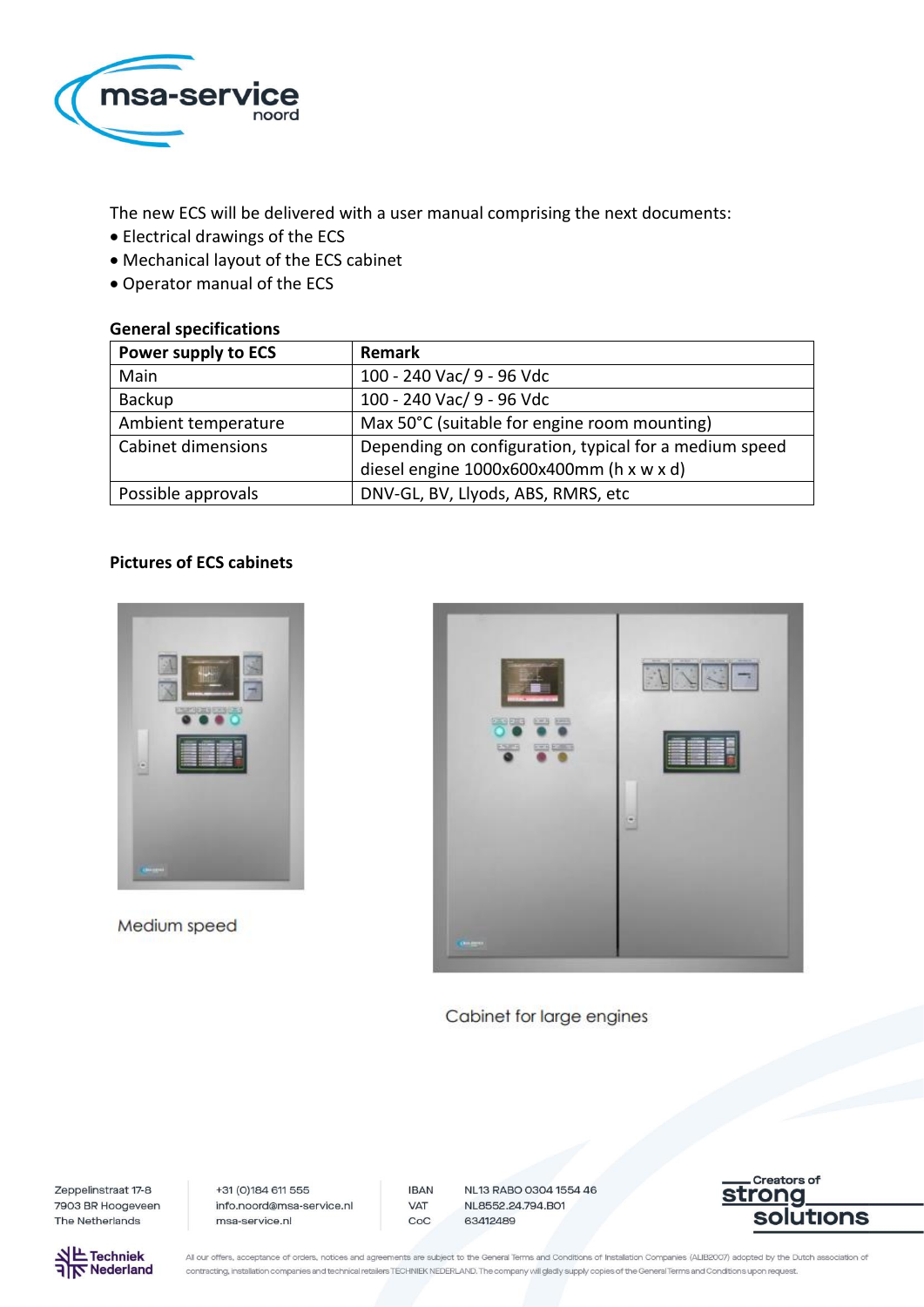The new ECS will be delivered with a user manual comprising the next documents:

- Electrical drawings of the ECS
- Mechanical layout of the ECS cabinet
- Operator manual of the ECS

**General specifications**

| **Power supply to ECS** | **Remark** |
|---|---|
| Main | 100 - 240 Vac/ 9 - 96 Vdc |
| Backup | 100 - 240 Vac/ 9 - 96 Vdc |
| Ambient temperature | Max 50°C (suitable for engine room mounting) |
| Cabinet dimensions | Depending on configuration, typical for a medium speed diesel engine 1000x600x400mm (h x w x d) |
| Possible approvals | DNV-GL, BV, Llyods, ABS, RMRS, etc |

**Pictures of ECS cabinets**

Medium speed

Cabinet for large engines